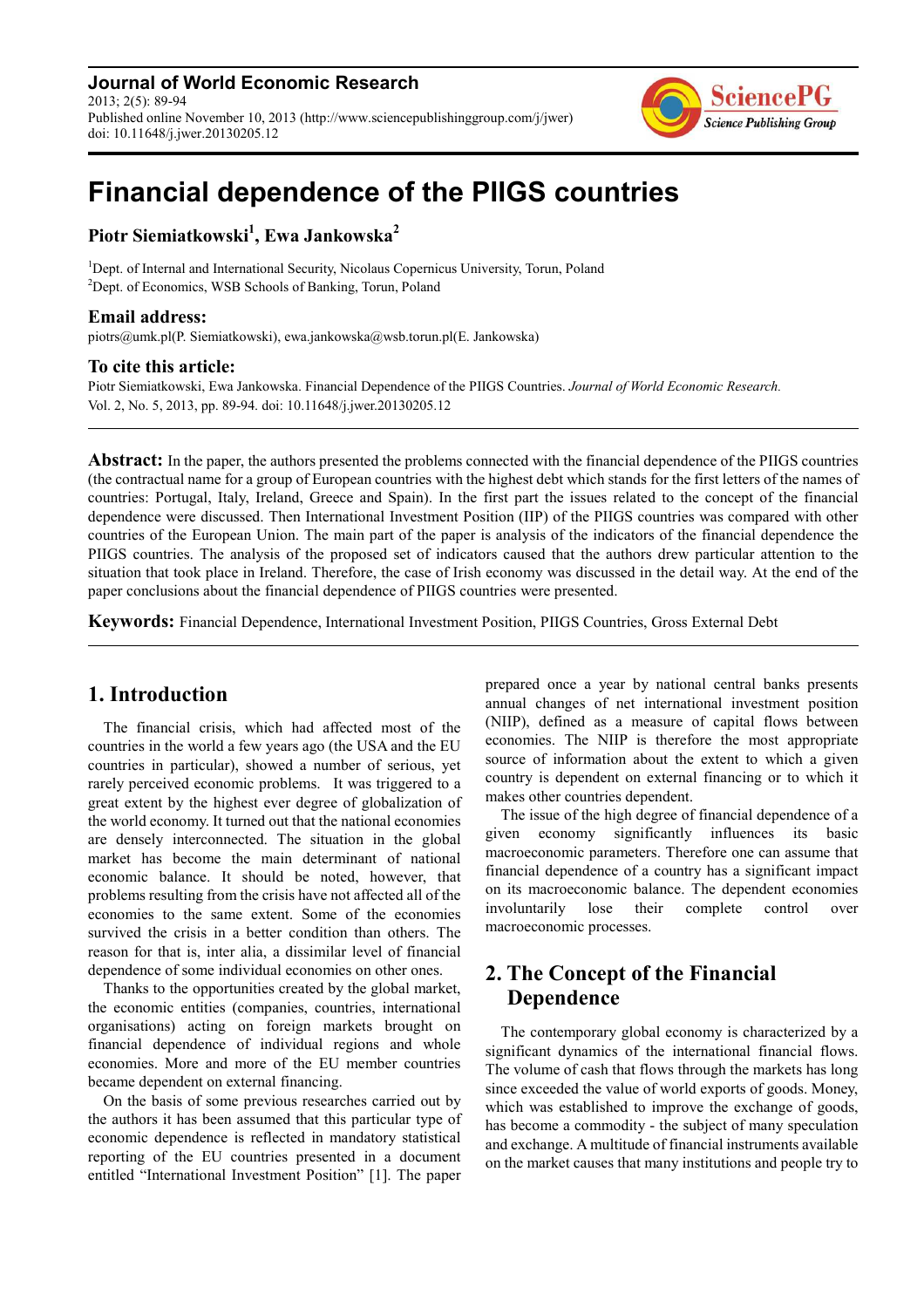# Financial dependence of the PIIGS countries

**Piotr Siemiatkowski[1], Ewa Jankowska[2]**

[1]Dept. of Internal and International Security, Nicolaus Copernicus University, Torun, Poland
[2]Dept. of Economics, WSB Schools of Banking, Torun, Poland

### Email address:

piotrs@umk.pl(P. Siemiatkowski), ewa.jankowska@wsb.torun.pl(E. Jankowska)

### To cite this article:

Piotr Siemiatkowski, Ewa Jankowska. Financial Dependence of the PIIGS Countries. *Journal of World Economic Research.* Vol. 2, No. 5, 2013, pp. 89-94. doi: 10.11648/j.jwer.20130205.12

**Abstract:** In the paper, the authors presented the problems connected with the financial dependence of the PIIGS countries (the contractual name for a group of European countries with the highest debt which stands for the first letters of the names of countries: Portugal, Italy, Ireland, Greece and Spain). In the first part the issues related to the concept of the financial dependence were discussed. Then International Investment Position (IIP) of the PIIGS countries was compared with other countries of the European Union. The main part of the paper is analysis of the indicators of the financial dependence the PIIGS countries. The analysis of the proposed set of indicators caused that the authors drew particular attention to the situation that took place in Ireland. Therefore, the case of Irish economy was discussed in the detail way. At the end of the paper conclusions about the financial dependence of PIIGS countries were presented.

**Keywords:** Financial Dependence, International Investment Position, PIIGS Countries, Gross External Debt

## 1. Introduction

The financial crisis, which had affected most of the countries in the world a few years ago (the USA and the EU countries in particular), showed a number of serious, yet rarely perceived economic problems. It was triggered to a great extent by the highest ever degree of globalization of the world economy. It turned out that the national economies are densely interconnected. The situation in the global market has become the main determinant of national economic balance. It should be noted, however, that problems resulting from the crisis have not affected all of the economies to the same extent. Some of the economies survived the crisis in a better condition than others. The reason for that is, inter alia, a dissimilar level of financial dependence of some individual economies on other ones.

Thanks to the opportunities created by the global market, the economic entities (companies, countries, international organisations) acting on foreign markets brought on financial dependence of individual regions and whole economies. More and more of the EU member countries became dependent on external financing.

On the basis of some previous researches carried out by the authors it has been assumed that this particular type of economic dependence is reflected in mandatory statistical reporting of the EU countries presented in a document entitled "International Investment Position" [1]. The paper prepared once a year by national central banks presents annual changes of net international investment position (NIIP), defined as a measure of capital flows between economies. The NIIP is therefore the most appropriate source of information about the extent to which a given country is dependent on external financing or to which it makes other countries dependent.

The issue of the high degree of financial dependence of a given economy significantly influences its basic macroeconomic parameters. Therefore one can assume that financial dependence of a country has a significant impact on its macroeconomic balance. The dependent economies involuntarily lose their complete control over macroeconomic processes.

## 2. The Concept of the Financial Dependence

The contemporary global economy is characterized by a significant dynamics of the international financial flows. The volume of cash that flows through the markets has long since exceeded the value of world exports of goods. Money, which was established to improve the exchange of goods, has become a commodity - the subject of many speculation and exchange. A multitude of financial instruments available on the market causes that many institutions and people try to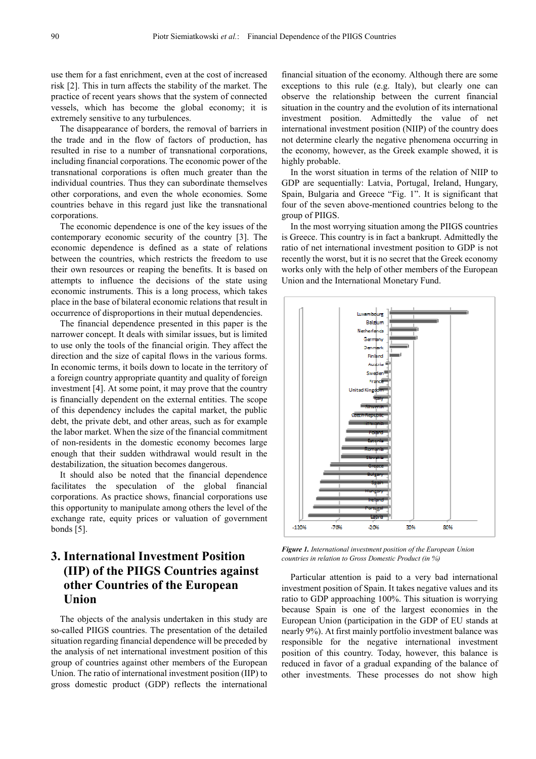use them for a fast enrichment, even at the cost of increased risk [2]. This in turn affects the stability of the market. The practice of recent years shows that the system of connected vessels, which has become the global economy; it is extremely sensitive to any turbulences.

The disappearance of borders, the removal of barriers in the trade and in the flow of factors of production, has resulted in rise to a number of transnational corporations, including financial corporations. The economic power of the transnational corporations is often much greater than the individual countries. Thus they can subordinate themselves other corporations, and even the whole economies. Some countries behave in this regard just like the transnational corporations.

The economic dependence is one of the key issues of the contemporary economic security of the country [3]. The economic dependence is defined as a state of relations between the countries, which restricts the freedom to use their own resources or reaping the benefits. It is based on attempts to influence the decisions of the state using economic instruments. This is a long process, which takes place in the base of bilateral economic relations that result in occurrence of disproportions in their mutual dependencies.

The financial dependence presented in this paper is the narrower concept. It deals with similar issues, but is limited to use only the tools of the financial origin. They affect the direction and the size of capital flows in the various forms. In economic terms, it boils down to locate in the territory of a foreign country appropriate quantity and quality of foreign investment [4]. At some point, it may prove that the country is financially dependent on the external entities. The scope of this dependency includes the capital market, the public debt, the private debt, and other areas, such as for example the labor market. When the size of the financial commitment of non-residents in the domestic economy becomes large enough that their sudden withdrawal would result in the destabilization, the situation becomes dangerous.

It should also be noted that the financial dependence facilitates the speculation of the global financial corporations. As practice shows, financial corporations use this opportunity to manipulate among others the level of the exchange rate, equity prices or valuation of government bonds [5].

## 3. International Investment Position (IIP) of the PIIGS Countries against other Countries of the European Union

The objects of the analysis undertaken in this study are so-called PIIGS countries. The presentation of the detailed situation regarding financial dependence will be preceded by the analysis of net international investment position of this group of countries against other members of the European Union. The ratio of international investment position (IIP) to gross domestic product (GDP) reflects the international financial situation of the economy. Although there are some exceptions to this rule (e.g. Italy), but clearly one can observe the relationship between the current financial situation in the country and the evolution of its international investment position. Admittedly the value of net international investment position (NIIP) of the country does not determine clearly the negative phenomena occurring in the economy, however, as the Greek example showed, it is highly probable.

In the worst situation in terms of the relation of NIIP to GDP are sequentially: Latvia, Portugal, Ireland, Hungary, Spain, Bulgaria and Greece "Fig. 1". It is significant that four of the seven above-mentioned countries belong to the group of PIIGS.

In the most worrying situation among the PIIGS countries is Greece. This country is in fact a bankrupt. Admittedly the ratio of net international investment position to GDP is not recently the worst, but it is no secret that the Greek economy works only with the help of other members of the European Union and the International Monetary Fund.

*Figure 1. International investment position of the European Union countries in relation to Gross Domestic Product (in %)*

Particular attention is paid to a very bad international investment position of Spain. It takes negative values and its ratio to GDP approaching 100%. This situation is worrying because Spain is one of the largest economies in the European Union (participation in the GDP of EU stands at nearly 9%). At first mainly portfolio investment balance was responsible for the negative international investment position of this country. Today, however, this balance is reduced in favor of a gradual expanding of the balance of other investments. These processes do not show high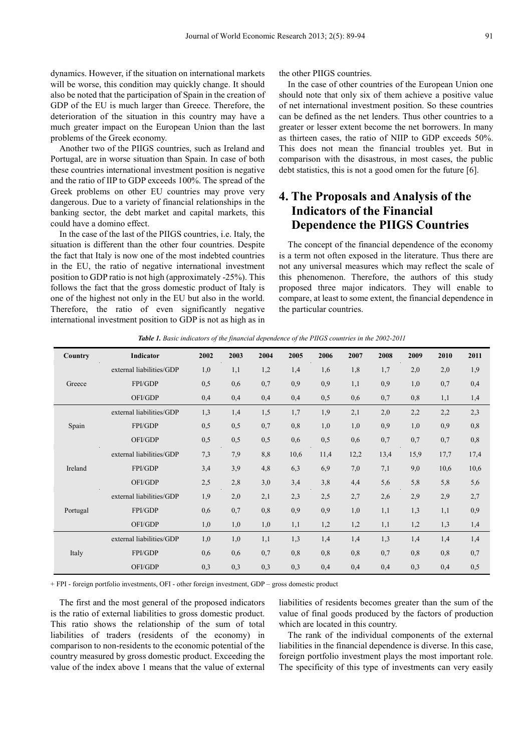dynamics. However, if the situation on international markets will be worse, this condition may quickly change. It should also be noted that the participation of Spain in the creation of GDP of the EU is much larger than Greece. Therefore, the deterioration of the situation in this country may have a much greater impact on the European Union than the last problems of the Greek economy.

Another two of the PIIGS countries, such as Ireland and Portugal, are in worse situation than Spain. In case of both these countries international investment position is negative and the ratio of IIP to GDP exceeds 100%. The spread of the Greek problems on other EU countries may prove very dangerous. Due to a variety of financial relationships in the banking sector, the debt market and capital markets, this could have a domino effect.

In the case of the last of the PIIGS countries, i.e. Italy, the situation is different than the other four countries. Despite the fact that Italy is now one of the most indebted countries in the EU, the ratio of negative international investment position to GDP ratio is not high (approximately -25%). This follows the fact that the gross domestic product of Italy is one of the highest not only in the EU but also in the world. Therefore, the ratio of even significantly negative international investment position to GDP is not as high as in the other PIIGS countries.

In the case of other countries of the European Union one should note that only six of them achieve a positive value of net international investment position. So these countries can be defined as the net lenders. Thus other countries to a greater or lesser extent become the net borrowers. In many as thirteen cases, the ratio of NIIP to GDP exceeds 50%. This does not mean the financial troubles yet. But in comparison with the disastrous, in most cases, the public debt statistics, this is not a good omen for the future [6].

## 4. The Proposals and Analysis of the Indicators of the Financial Dependence the PIIGS Countries

The concept of the financial dependence of the economy is a term not often exposed in the literature. Thus there are not any universal measures which may reflect the scale of this phenomenon. Therefore, the authors of this study proposed three major indicators. They will enable to compare, at least to some extent, the financial dependence in the particular countries.

***Table 1.*** *Basic indicators of the financial dependence of the PIIGS countries in the 2002-2011*

| Country | Indicator | 2002 | 2003 | 2004 | 2005 | 2006 | 2007 | 2008 | 2009 | 2010 | 2011 |
|---|---|---|---|---|---|---|---|---|---|---|---|
| Greece | external liabilities/GDP | 1,0 | 1,1 | 1,2 | 1,4 | 1,6 | 1,8 | 1,7 | 2,0 | 2,0 | 1,9 |
| | FPI/GDP | 0,5 | 0,6 | 0,7 | 0,9 | 0,9 | 1,1 | 0,9 | 1,0 | 0,7 | 0,4 |
| | OFI/GDP | 0,4 | 0,4 | 0,4 | 0,4 | 0,5 | 0,6 | 0,7 | 0,8 | 1,1 | 1,4 |
| Spain | external liabilities/GDP | 1,3 | 1,4 | 1,5 | 1,7 | 1,9 | 2,1 | 2,0 | 2,2 | 2,2 | 2,3 |
| | FPI/GDP | 0,5 | 0,5 | 0,7 | 0,8 | 1,0 | 1,0 | 0,9 | 1,0 | 0,9 | 0,8 |
| | OFI/GDP | 0,5 | 0,5 | 0,5 | 0,6 | 0,5 | 0,6 | 0,7 | 0,7 | 0,7 | 0,8 |
| Ireland | external liabilities/GDP | 7,3 | 7,9 | 8,8 | 10,6 | 11,4 | 12,2 | 13,4 | 15,9 | 17,7 | 17,4 |
| | FPI/GDP | 3,4 | 3,9 | 4,8 | 6,3 | 6,9 | 7,0 | 7,1 | 9,0 | 10,6 | 10,6 |
| | OFI/GDP | 2,5 | 2,8 | 3,0 | 3,4 | 3,8 | 4,4 | 5,6 | 5,8 | 5,8 | 5,6 |
| Portugal | external liabilities/GDP | 1,9 | 2,0 | 2,1 | 2,3 | 2,5 | 2,7 | 2,6 | 2,9 | 2,9 | 2,7 |
| | FPI/GDP | 0,6 | 0,7 | 0,8 | 0,9 | 0,9 | 1,0 | 1,1 | 1,3 | 1,1 | 0,9 |
| | OFI/GDP | 1,0 | 1,0 | 1,0 | 1,1 | 1,2 | 1,2 | 1,1 | 1,2 | 1,3 | 1,4 |
| Italy | external liabilities/GDP | 1,0 | 1,0 | 1,1 | 1,3 | 1,4 | 1,4 | 1,3 | 1,4 | 1,4 | 1,4 |
| | FPI/GDP | 0,6 | 0,6 | 0,7 | 0,8 | 0,8 | 0,8 | 0,7 | 0,8 | 0,8 | 0,7 |
| | OFI/GDP | 0,3 | 0,3 | 0,3 | 0,3 | 0,4 | 0,4 | 0,4 | 0,3 | 0,4 | 0,5 |

+ FPI - foreign portfolio investments, OFI - other foreign investment, GDP – gross domestic product

The first and the most general of the proposed indicators is the ratio of external liabilities to gross domestic product. This ratio shows the relationship of the sum of total liabilities of traders (residents of the economy) in comparison to non-residents to the economic potential of the country measured by gross domestic product. Exceeding the value of the index above 1 means that the value of external liabilities of residents becomes greater than the sum of the value of final goods produced by the factors of production which are located in this country.

The rank of the individual components of the external liabilities in the financial dependence is diverse. In this case, foreign portfolio investment plays the most important role. The specificity of this type of investments can very easily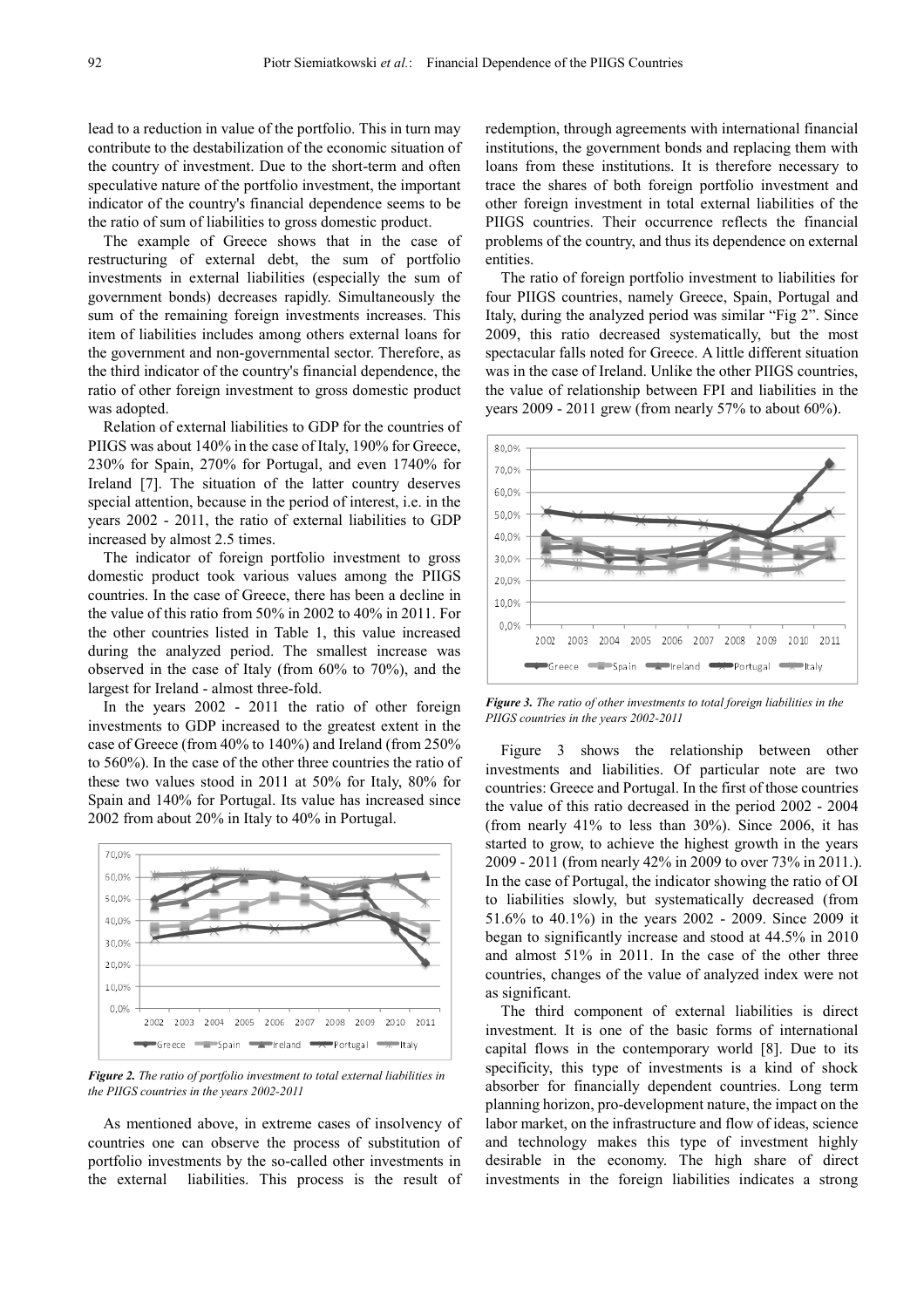lead to a reduction in value of the portfolio. This in turn may contribute to the destabilization of the economic situation of the country of investment. Due to the short-term and often speculative nature of the portfolio investment, the important indicator of the country's financial dependence seems to be the ratio of sum of liabilities to gross domestic product.

The example of Greece shows that in the case of restructuring of external debt, the sum of portfolio investments in external liabilities (especially the sum of government bonds) decreases rapidly. Simultaneously the sum of the remaining foreign investments increases. This item of liabilities includes among others external loans for the government and non-governmental sector. Therefore, as the third indicator of the country's financial dependence, the ratio of other foreign investment to gross domestic product was adopted.

Relation of external liabilities to GDP for the countries of PIIGS was about 140% in the case of Italy, 190% for Greece, 230% for Spain, 270% for Portugal, and even 1740% for Ireland [7]. The situation of the latter country deserves special attention, because in the period of interest, i.e. in the years 2002 - 2011, the ratio of external liabilities to GDP increased by almost 2.5 times.

The indicator of foreign portfolio investment to gross domestic product took various values among the PIIGS countries. In the case of Greece, there has been a decline in the value of this ratio from 50% in 2002 to 40% in 2011. For the other countries listed in Table 1, this value increased during the analyzed period. The smallest increase was observed in the case of Italy (from 60% to 70%), and the largest for Ireland - almost three-fold.

In the years 2002 - 2011 the ratio of other foreign investments to GDP increased to the greatest extent in the case of Greece (from 40% to 140%) and Ireland (from 250% to 560%). In the case of the other three countries the ratio of these two values stood in 2011 at 50% for Italy, 80% for Spain and 140% for Portugal. Its value has increased since 2002 from about 20% in Italy to 40% in Portugal.

*Figure 2. The ratio of portfolio investment to total external liabilities in the PIIGS countries in the years 2002-2011*

As mentioned above, in extreme cases of insolvency of countries one can observe the process of substitution of portfolio investments by the so-called other investments in the external liabilities. This process is the result of redemption, through agreements with international financial institutions, the government bonds and replacing them with loans from these institutions. It is therefore necessary to trace the shares of both foreign portfolio investment and other foreign investment in total external liabilities of the PIIGS countries. Their occurrence reflects the financial problems of the country, and thus its dependence on external entities.

The ratio of foreign portfolio investment to liabilities for four PIIGS countries, namely Greece, Spain, Portugal and Italy, during the analyzed period was similar "Fig 2". Since 2009, this ratio decreased systematically, but the most spectacular falls noted for Greece. A little different situation was in the case of Ireland. Unlike the other PIIGS countries, the value of relationship between FPI and liabilities in the years 2009 - 2011 grew (from nearly 57% to about 60%).

*Figure 3. The ratio of other investments to total foreign liabilities in the PIIGS countries in the years 2002-2011*

Figure 3 shows the relationship between other investments and liabilities. Of particular note are two countries: Greece and Portugal. In the first of those countries the value of this ratio decreased in the period 2002 - 2004 (from nearly 41% to less than 30%). Since 2006, it has started to grow, to achieve the highest growth in the years 2009 - 2011 (from nearly 42% in 2009 to over 73% in 2011.). In the case of Portugal, the indicator showing the ratio of OI to liabilities slowly, but systematically decreased (from 51.6% to 40.1%) in the years 2002 - 2009. Since 2009 it began to significantly increase and stood at 44.5% in 2010 and almost 51% in 2011. In the case of the other three countries, changes of the value of analyzed index were not as significant.

The third component of external liabilities is direct investment. It is one of the basic forms of international capital flows in the contemporary world [8]. Due to its specificity, this type of investments is a kind of shock absorber for financially dependent countries. Long term planning horizon, pro-development nature, the impact on the labor market, on the infrastructure and flow of ideas, science and technology makes this type of investment highly desirable in the economy. The high share of direct investments in the foreign liabilities indicates a strong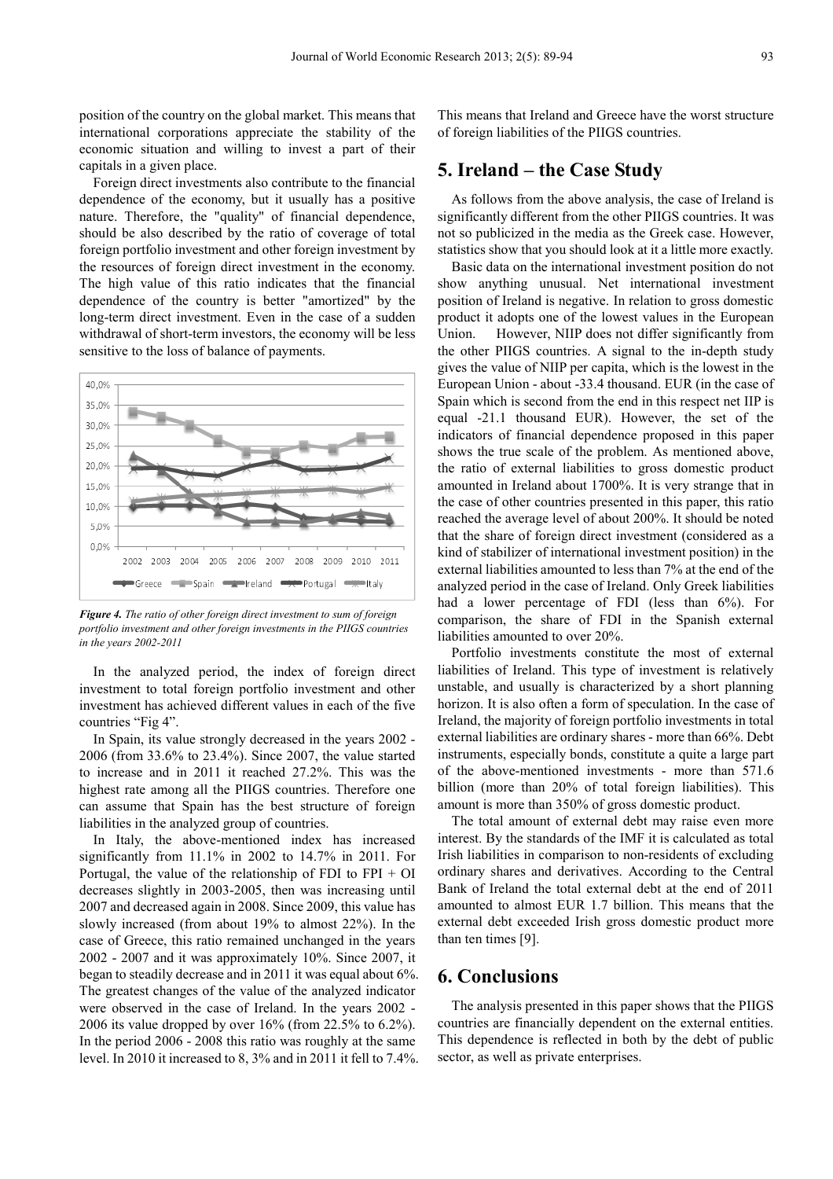position of the country on the global market. This means that international corporations appreciate the stability of the economic situation and willing to invest a part of their capitals in a given place.

Foreign direct investments also contribute to the financial dependence of the economy, but it usually has a positive nature. Therefore, the "quality" of financial dependence, should be also described by the ratio of coverage of total foreign portfolio investment and other foreign investment by the resources of foreign direct investment in the economy. The high value of this ratio indicates that the financial dependence of the country is better "amortized" by the long-term direct investment. Even in the case of a sudden withdrawal of short-term investors, the economy will be less sensitive to the loss of balance of payments.

*Figure 4. The ratio of other foreign direct investment to sum of foreign portfolio investment and other foreign investments in the PIIGS countries in the years 2002-2011*

In the analyzed period, the index of foreign direct investment to total foreign portfolio investment and other investment has achieved different values in each of the five countries "Fig 4".

In Spain, its value strongly decreased in the years 2002 - 2006 (from 33.6% to 23.4%). Since 2007, the value started to increase and in 2011 it reached 27.2%. This was the highest rate among all the PIIGS countries. Therefore one can assume that Spain has the best structure of foreign liabilities in the analyzed group of countries.

In Italy, the above-mentioned index has increased significantly from 11.1% in 2002 to 14.7% in 2011. For Portugal, the value of the relationship of FDI to FPI + OI decreases slightly in 2003-2005, then was increasing until 2007 and decreased again in 2008. Since 2009, this value has slowly increased (from about 19% to almost 22%). In the case of Greece, this ratio remained unchanged in the years 2002 - 2007 and it was approximately 10%. Since 2007, it began to steadily decrease and in 2011 it was equal about 6%. The greatest changes of the value of the analyzed indicator were observed in the case of Ireland. In the years 2002 - 2006 its value dropped by over 16% (from 22.5% to 6.2%). In the period 2006 - 2008 this ratio was roughly at the same level. In 2010 it increased to 8, 3% and in 2011 it fell to 7.4%. This means that Ireland and Greece have the worst structure of foreign liabilities of the PIIGS countries.

## 5. Ireland – the Case Study

As follows from the above analysis, the case of Ireland is significantly different from the other PIIGS countries. It was not so publicized in the media as the Greek case. However, statistics show that you should look at it a little more exactly.

Basic data on the international investment position do not show anything unusual. Net international investment position of Ireland is negative. In relation to gross domestic product it adopts one of the lowest values in the European Union. However, NIIP does not differ significantly from the other PIIGS countries. A signal to the in-depth study gives the value of NIIP per capita, which is the lowest in the European Union - about -33.4 thousand. EUR (in the case of Spain which is second from the end in this respect net IIP is equal -21.1 thousand EUR). However, the set of the indicators of financial dependence proposed in this paper shows the true scale of the problem. As mentioned above, the ratio of external liabilities to gross domestic product amounted in Ireland about 1700%. It is very strange that in the case of other countries presented in this paper, this ratio reached the average level of about 200%. It should be noted that the share of foreign direct investment (considered as a kind of stabilizer of international investment position) in the external liabilities amounted to less than 7% at the end of the analyzed period in the case of Ireland. Only Greek liabilities had a lower percentage of FDI (less than 6%). For comparison, the share of FDI in the Spanish external liabilities amounted to over 20%.

Portfolio investments constitute the most of external liabilities of Ireland. This type of investment is relatively unstable, and usually is characterized by a short planning horizon. It is also often a form of speculation. In the case of Ireland, the majority of foreign portfolio investments in total external liabilities are ordinary shares - more than 66%. Debt instruments, especially bonds, constitute a quite a large part of the above-mentioned investments - more than 571.6 billion (more than 20% of total foreign liabilities). This amount is more than 350% of gross domestic product.

The total amount of external debt may raise even more interest. By the standards of the IMF it is calculated as total Irish liabilities in comparison to non-residents of excluding ordinary shares and derivatives. According to the Central Bank of Ireland the total external debt at the end of 2011 amounted to almost EUR 1.7 billion. This means that the external debt exceeded Irish gross domestic product more than ten times [9].

## 6. Conclusions

The analysis presented in this paper shows that the PIIGS countries are financially dependent on the external entities. This dependence is reflected in both by the debt of public sector, as well as private enterprises.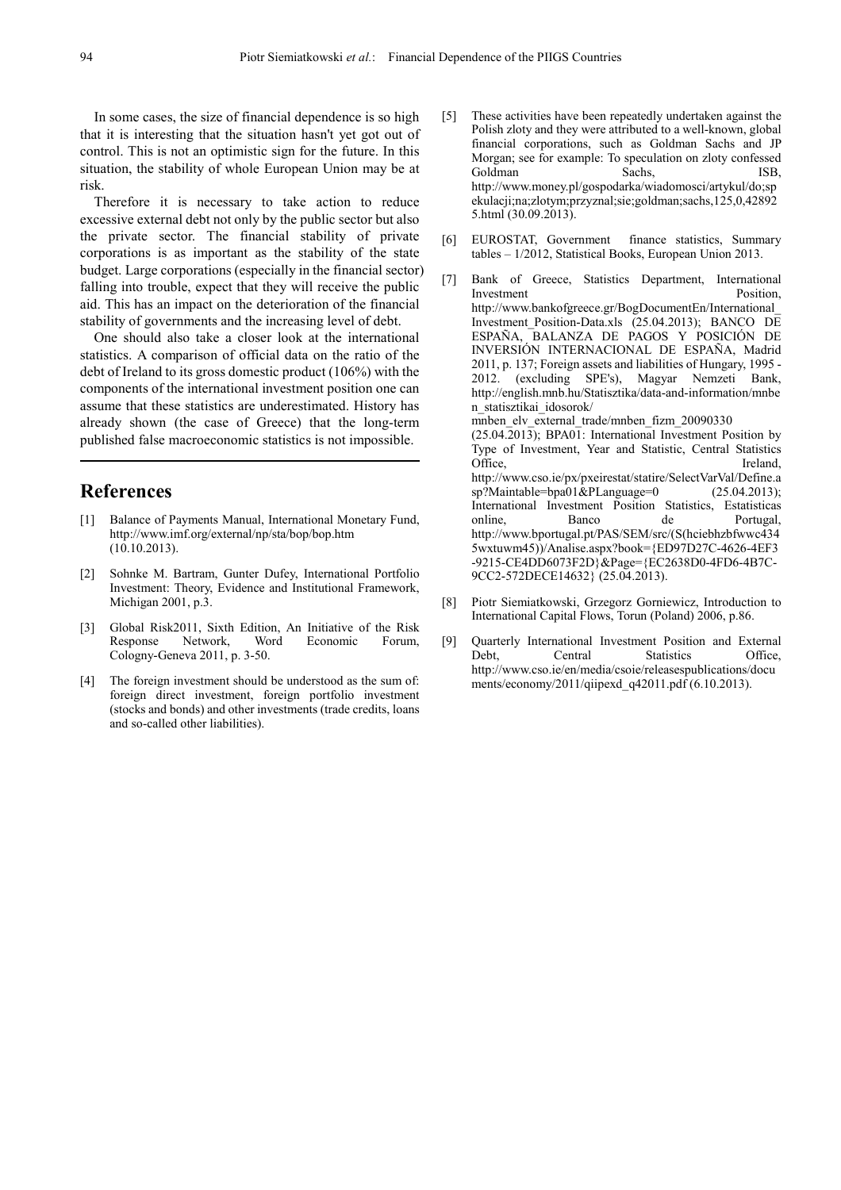In some cases, the size of financial dependence is so high that it is interesting that the situation hasn't yet got out of control. This is not an optimistic sign for the future. In this situation, the stability of whole European Union may be at risk.

Therefore it is necessary to take action to reduce excessive external debt not only by the public sector but also the private sector. The financial stability of private corporations is as important as the stability of the state budget. Large corporations (especially in the financial sector) falling into trouble, expect that they will receive the public aid. This has an impact on the deterioration of the financial stability of governments and the increasing level of debt.

One should also take a closer look at the international statistics. A comparison of official data on the ratio of the debt of Ireland to its gross domestic product (106%) with the components of the international investment position one can assume that these statistics are underestimated. History has already shown (the case of Greece) that the long-term published false macroeconomic statistics is not impossible.

## References

[1] Balance of Payments Manual, International Monetary Fund, http://www.imf.org/external/np/sta/bop/bop.htm (10.10.2013).

[2] Sohnke M. Bartram, Gunter Dufey, International Portfolio Investment: Theory, Evidence and Institutional Framework, Michigan 2001, p.3.

[3] Global Risk2011, Sixth Edition, An Initiative of the Risk Response Network, Word Economic Forum, Cologny-Geneva 2011, p. 3-50.

[4] The foreign investment should be understood as the sum of: foreign direct investment, foreign portfolio investment (stocks and bonds) and other investments (trade credits, loans and so-called other liabilities).

[5] These activities have been repeatedly undertaken against the Polish zloty and they were attributed to a well-known, global financial corporations, such as Goldman Sachs and JP Morgan; see for example: To speculation on zloty confessed Goldman Sachs, ISB, http://www.money.pl/gospodarka/wiadomosci/artykul/do;spekulacji;na;zlotym;przyznal;sie;goldman;sachs,125,0,428925.html (30.09.2013).

[6] EUROSTAT, Government finance statistics, Summary tables – 1/2012, Statistical Books, European Union 2013.

[7] Bank of Greece, Statistics Department, International Investment Position, http://www.bankofgreece.gr/BogDocumentEn/International_Investment_Position-Data.xls (25.04.2013); BANCO DE ESPAÑA, BALANZA DE PAGOS Y POSICIÓN DE INVERSIÓN INTERNACIONAL DE ESPAÑA, Madrid 2011, p. 137; Foreign assets and liabilities of Hungary, 1995 - 2012. (excluding SPE's), Magyar Nemzeti Bank, http://english.mnb.hu/Statisztika/data-and-information/mnben_statisztikai_idosorok/mnben_elv_external_trade/mnben_fizm_20090330 (25.04.2013); BPA01: International Investment Position by Type of Investment, Year and Statistic, Central Statistics Office, Ireland, http://www.cso.ie/px/pxeirestat/statire/SelectVarVal/Define.asp?Maintable=bpa01&PLanguage=0 (25.04.2013); International Investment Position Statistics, Estatisticas online, Banco de Portugal, http://www.bportugal.pt/PAS/SEM/src/(S(hciebhzbfwwc4345wxtuwm45))/Analise.aspx?book={ED97D27C-4626-4EF3-9215-CE4DD6073F2D}&Page={EC2638D0-4FD6-4B7C-9CC2-572DECE14632} (25.04.2013).

[8] Piotr Siemiatkowski, Grzegorz Gorniewicz, Introduction to International Capital Flows, Torun (Poland) 2006, p.86.

[9] Quarterly International Investment Position and External Debt, Central Statistics Office, http://www.cso.ie/en/media/csoie/releasespublications/documents/economy/2011/qiipexd_q42011.pdf (6.10.2013).